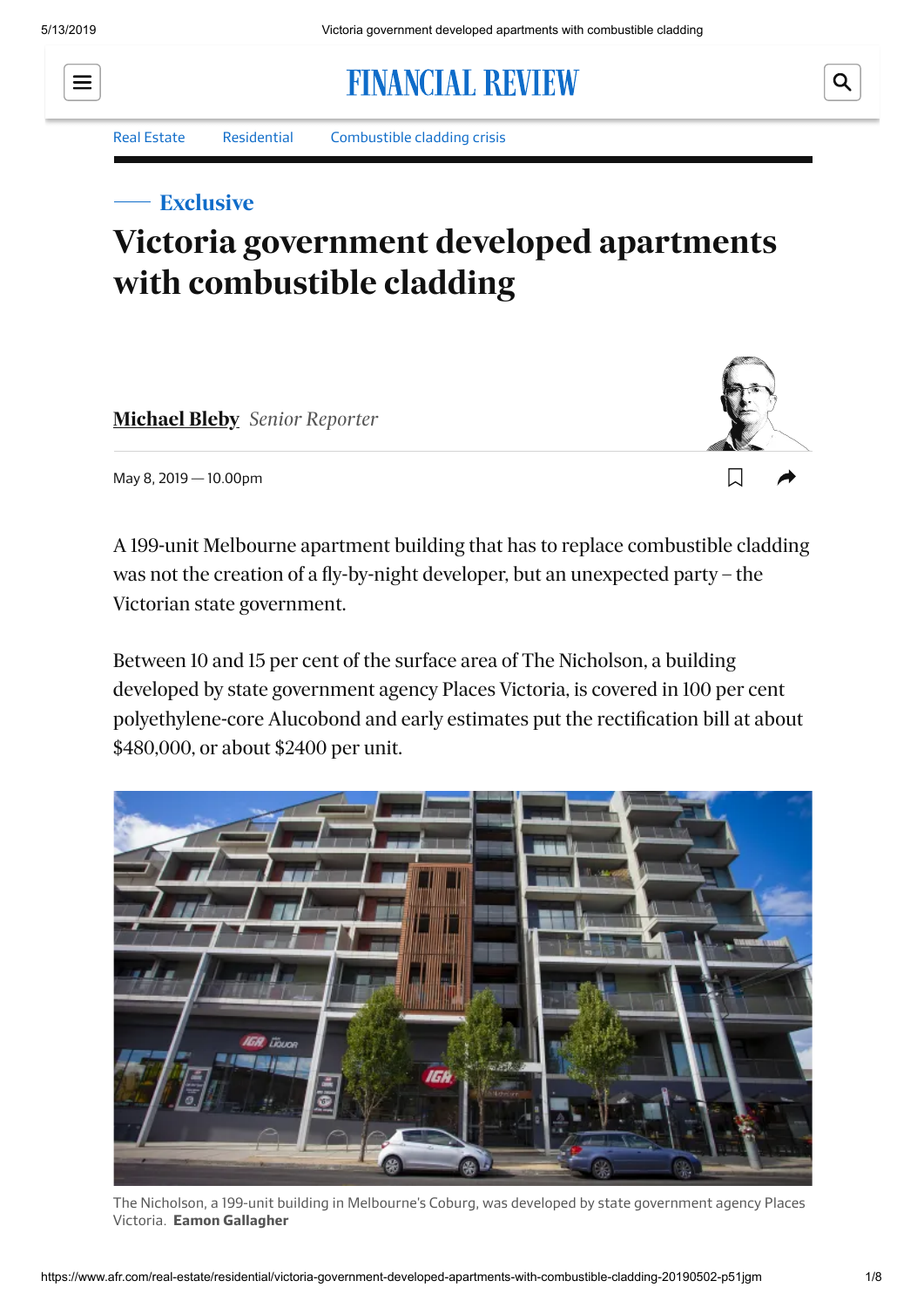Real Estate | Residential | Combustible cladding crisis

Exclusive

# Victoria government developed apartments with combustible cladding

**Michael Bleby** *Senior Reporter*

May 8, 2019 — 10.00pm

A 199-unit Melbourne apartment building that has to replace combustible cladding was not the creation of a fly-by-night developer, but an unexpected party – the Victorian state government.

Between 10 and 15 per cent of the surface area of The Nicholson, a building developed by state government agency Places Victoria, is covered in 100 per cent polyethylene-core Alucobond and early estimates put the rectification bill at about $480,000, or about $2400 per unit.

The Nicholson, a 199-unit building in Melbourne's Coburg, was developed by state government agency Places Victoria. **Eamon Gallagher**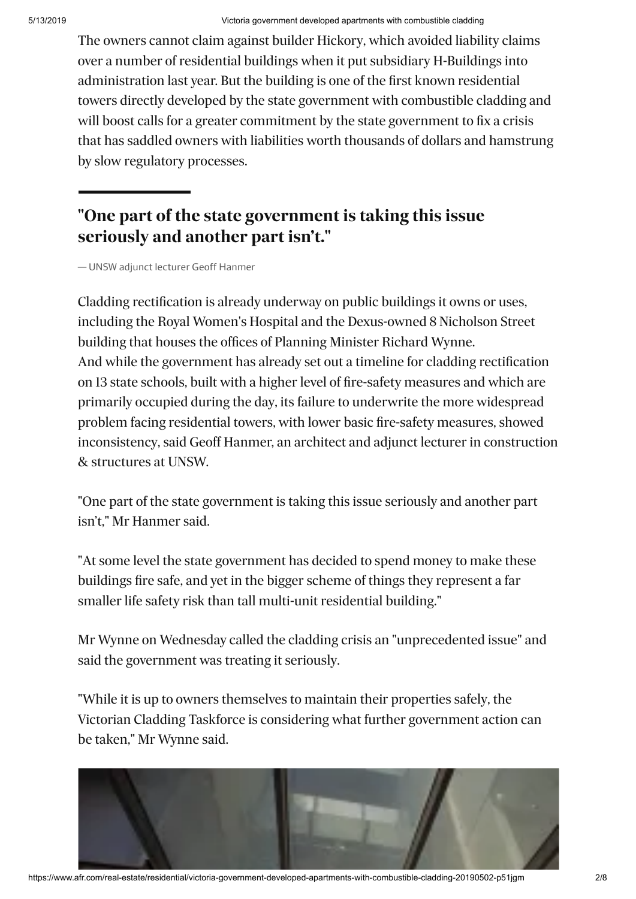The owners cannot claim against builder Hickory, which avoided liability claims over a number of residential buildings when it put subsidiary H-Buildings into administration last year. But the building is one of the first known residential towers directly developed by the state government with combustible cladding and will boost calls for a greater commitment by the state government to fix a crisis that has saddled owners with liabilities worth thousands of dollars and hamstrung by slow regulatory processes.

> **"One part of the state government is taking this issue seriously and another part isn't."**
>
> — UNSW adjunct lecturer Geoff Hanmer

Cladding rectification is already underway on public buildings it owns or uses, including the Royal Women's Hospital and the Dexus-owned 8 Nicholson Street building that houses the offices of Planning Minister Richard Wynne.
And while the government has already set out a timeline for cladding rectification on 13 state schools, built with a higher level of fire-safety measures and which are primarily occupied during the day, its failure to underwrite the more widespread problem facing residential towers, with lower basic fire-safety measures, showed inconsistency, said Geoff Hanmer, an architect and adjunct lecturer in construction & structures at UNSW.

"One part of the state government is taking this issue seriously and another part isn't," Mr Hanmer said.

"At some level the state government has decided to spend money to make these buildings fire safe, and yet in the bigger scheme of things they represent a far smaller life safety risk than tall multi-unit residential building."

Mr Wynne on Wednesday called the cladding crisis an "unprecedented issue" and said the government was treating it seriously.

"While it is up to owners themselves to maintain their properties safely, the Victorian Cladding Taskforce is considering what further government action can be taken," Mr Wynne said.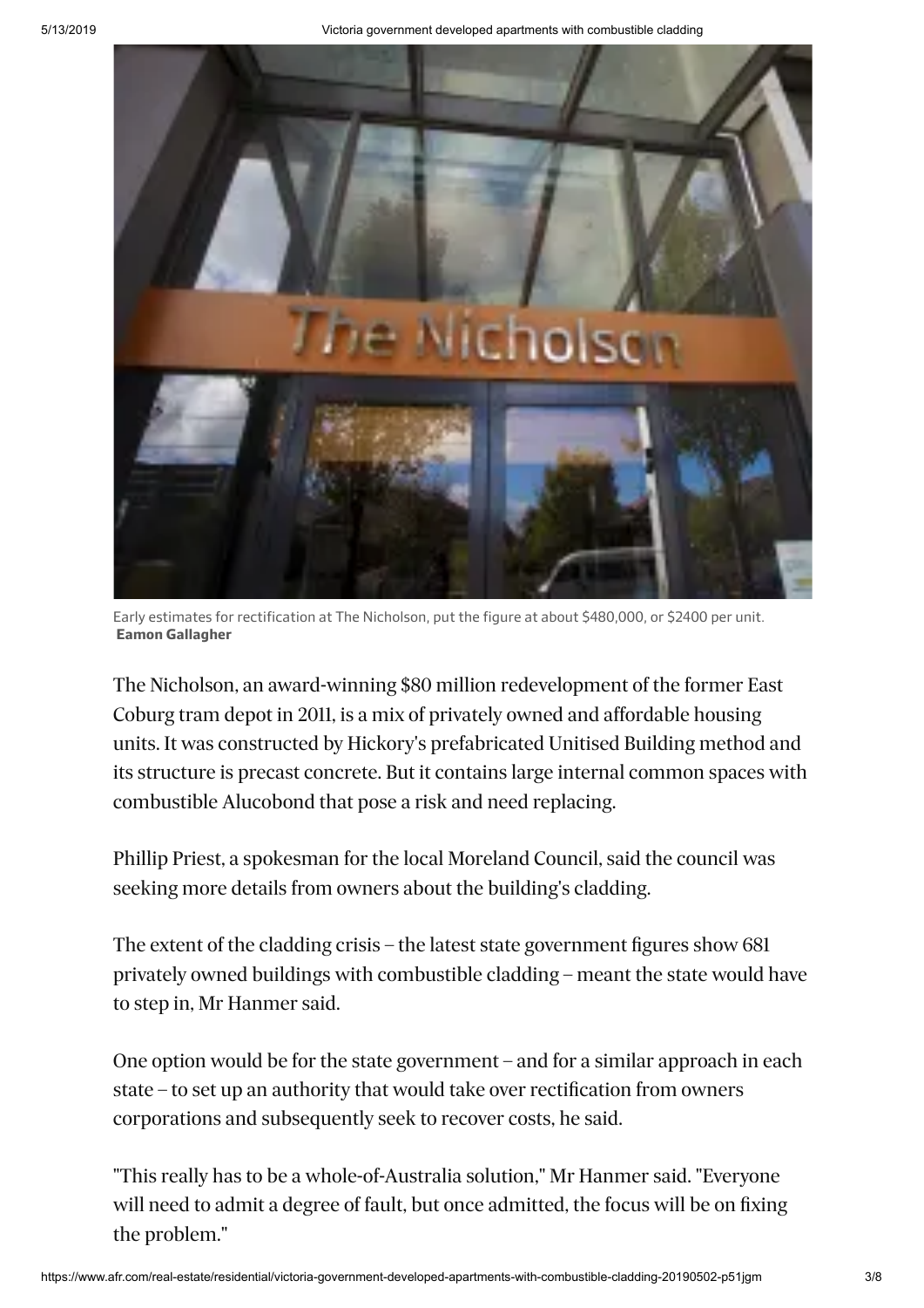Early estimates for rectification at The Nicholson, put the figure at about $480,000, or $2400 per unit. **Eamon Gallagher**

The Nicholson, an award-winning $80 million redevelopment of the former East Coburg tram depot in 2011, is a mix of privately owned and affordable housing units. It was constructed by Hickory's prefabricated Unitised Building method and its structure is precast concrete. But it contains large internal common spaces with combustible Alucobond that pose a risk and need replacing.

Phillip Priest, a spokesman for the local Moreland Council, said the council was seeking more details from owners about the building's cladding.

The extent of the cladding crisis – the latest state government figures show 681 privately owned buildings with combustible cladding – meant the state would have to step in, Mr Hanmer said.

One option would be for the state government – and for a similar approach in each state – to set up an authority that would take over rectification from owners corporations and subsequently seek to recover costs, he said.

"This really has to be a whole-of-Australia solution," Mr Hanmer said. "Everyone will need to admit a degree of fault, but once admitted, the focus will be on fixing the problem."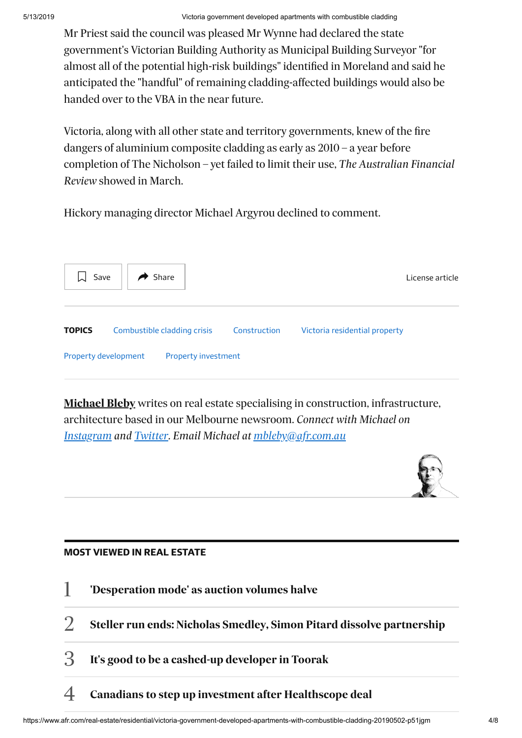Mr Priest said the council was pleased Mr Wynne had declared the state government's Victorian Building Authority as Municipal Building Surveyor "for almost all of the potential high-risk buildings" identified in Moreland and said he anticipated the "handful" of remaining cladding-affected buildings would also be handed over to the VBA in the near future.

Victoria, along with all other state and territory governments, knew of the fire dangers of aluminium composite cladding as early as 2010 – a year before completion of The Nicholson – yet failed to limit their use, *The Australian Financial Review* showed in March.

Hickory managing director Michael Argyrou declined to comment.

Save | Share | License article

**TOPICS** Combustible cladding crisis | Construction | Victoria residential property | Property development | Property investment

**Michael Bleby** writes on real estate specialising in construction, infrastructure, architecture based in our Melbourne newsroom. *Connect with Michael on Instagram and Twitter. Email Michael at mbleby@afr.com.au*

## MOST VIEWED IN REAL ESTATE

1. **'Desperation mode' as auction volumes halve**
2. **Steller run ends: Nicholas Smedley, Simon Pitard dissolve partnership**
3. **It's good to be a cashed-up developer in Toorak**
4. **Canadians to step up investment after Healthscope deal**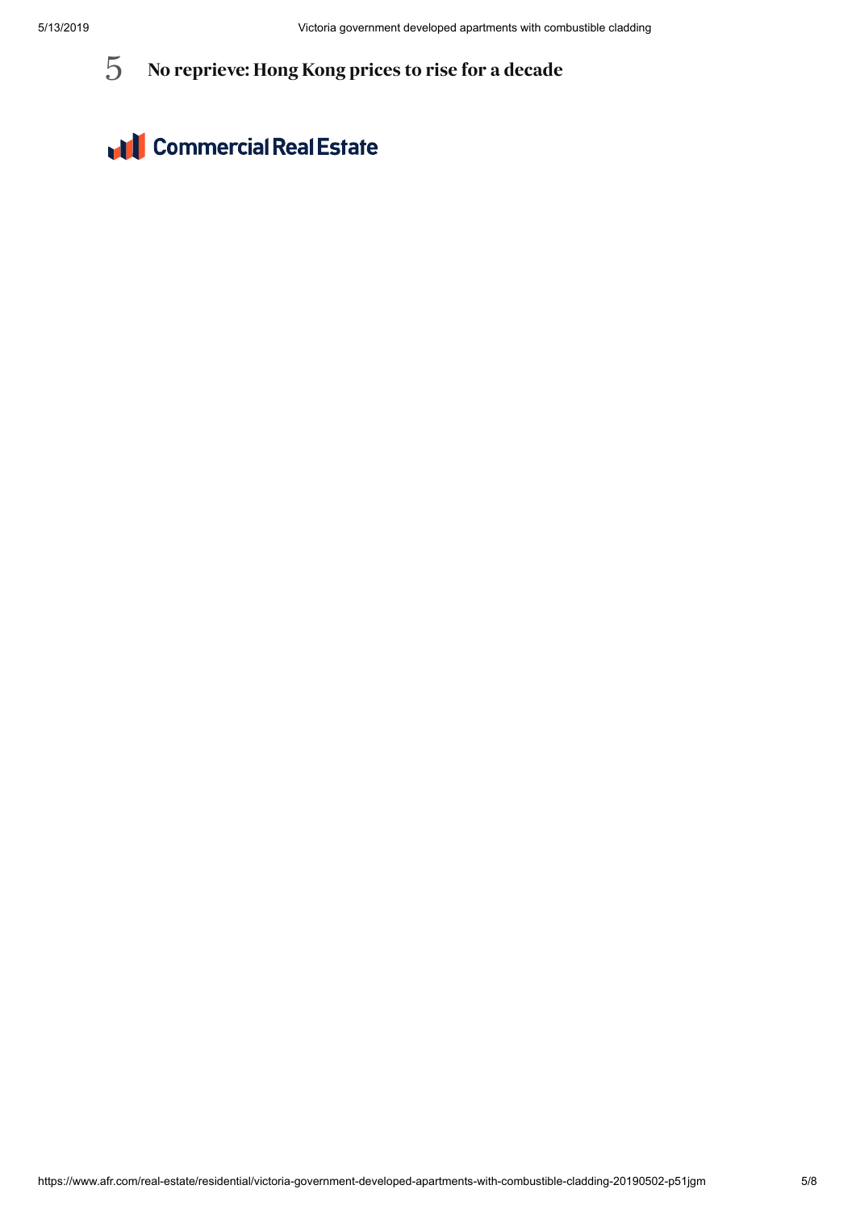5 **No reprieve: Hong Kong prices to rise for a decade**

Commercial Real Estate